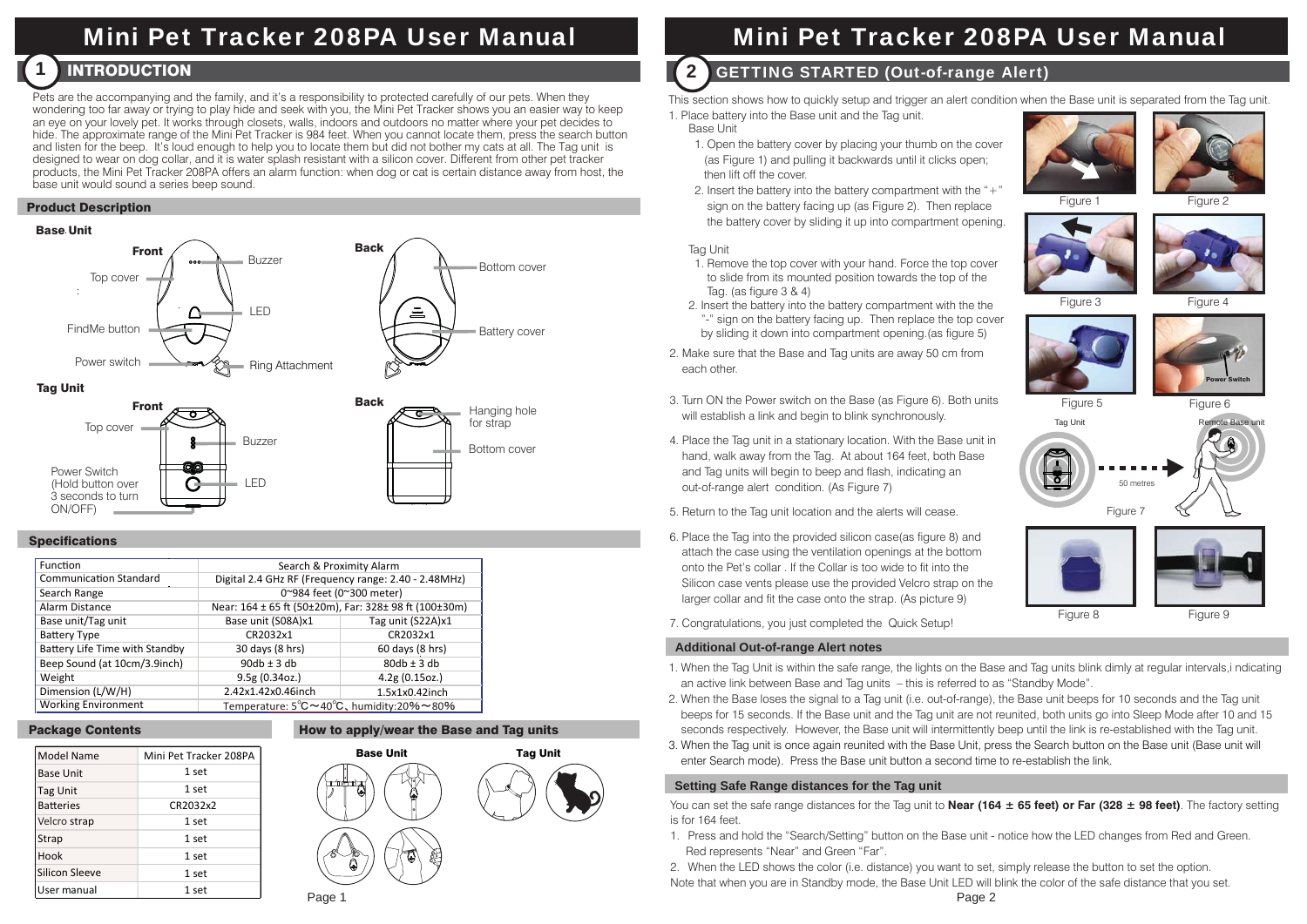# Mini Pet Tracker 208PA User Manual

## 1 INTRODUCTION

Pets are the accompanying and the family, and it's a responsibility to protected carefully of our pets. When they wondering too far away or trying to play hide and seek with you, the Mini Pet Tracker shows you an easier way to keep an eye on your lovely pet. It works through closets, walls, indoors and outdoors no matter where your pet decides to hide. The approximate range of the Mini Pet Tracker is 984 feet. When you cannot locate them, press the search button and listen for the beep. It's loud enough to help you to locate them but did not bother my cats at all. The Tag unit is designed to wear on dog collar, and it is water splash resistant with a silicon cover. Different from other pet tracker products, the Mini Pet Tracker 208PA offers an alarm function: when dog or cat is certain distance away from host, the base unit would sound a series beep sound.

### Product Description

**Base Unit**

Front: Top cover, FindMe button, Power switch, Buzzer, LED, Ring Attachment

Back: Bottom cover, Battery cover

**Tag Unit**

Front: Top cover, Power Switch (Hold button over 3 seconds to turn ON/OFF), Buzzer, LED

Back: Hanging hole for strap, Bottom cover

### Specifications

| Function | Search & Proximity Alarm | |
|---|---|---|
| Communication Standard | Digital 2.4 GHz RF (Frequency range: 2.40 - 2.48MHz) | |
| Search Range | 0~984 feet (0~300 meter) | |
| Alarm Distance | Near: 164 ± 65 ft (50±20m), Far: 328± 98 ft (100±30m) | |
| Base unit/Tag unit | Base unit (S08A)x1 | Tag unit (S22A)x1 |
| Battery Type | CR2032x1 | CR2032x1 |
| Battery Life Time with Standby | 30 days (8 hrs) | 60 days (8 hrs) |
| Beep Sound (at 10cm/3.9inch) | 90db ± 3 db | 80db ± 3 db |
| Weight | 9.5g (0.34oz.) | 4.2g (0.15oz.) |
| Dimension (L/W/H) | 2.42x1.42x0.46inch | 1.5x1x0.42inch |
| Working Environment | Temperature: 5℃～40℃、humidity:20%～80% | |

### Package Contents

| Model Name | Mini Pet Tracker 208PA |
|---|---|
| Base Unit | 1 set |
| Tag Unit | 1 set |
| Batteries | CR2032x2 |
| Velcro strap | 1 set |
| Strap | 1 set |
| Hook | 1 set |
| Silicon Sleeve | 1 set |
| User manual | 1 set |

### How to apply/wear the Base and Tag units

Base Unit

Tag Unit

## 2 GETTING STARTED (Out-of-range Alert)

This section shows how to quickly setup and trigger an alert condition when the Base unit is separated from the Tag unit.

1. Place battery into the Base unit and the Tag unit.

   Base Unit

   1. Open the battery cover by placing your thumb on the cover (as Figure 1) and pulling it backwards until it clicks open; then lift off the cover.
   2. Insert the battery into the battery compartment with the "+" sign on the battery facing up (as Figure 2). Then replace the battery cover by sliding it up into compartment opening.

   Tag Unit

   1. Remove the top cover with your hand. Force the top cover to slide from its mounted position towards the top of the Tag. (as figure 3 & 4)
   2. Insert the battery into the battery compartment with the the "-" sign on the battery facing up. Then replace the top cover by sliding it down into compartment opening.(as figure 5)

2. Make sure that the Base and Tag units are away 50 cm from each other.
3. Turn ON the Power switch on the Base (as Figure 6). Both units will establish a link and begin to blink synchronously.
4. Place the Tag unit in a stationary location. With the Base unit in hand, walk away from the Tag. At about 164 feet, both Base and Tag units will begin to beep and flash, indicating an out-of-range alert condition. (As Figure 7)
5. Return to the Tag unit location and the alerts will cease.
6. Place the Tag into the provided silicon case(as figure 8) and attach the case using the ventilation openings at the bottom onto the Pet's collar . If the Collar is too wide to fit into the Silicon case vents please use the provided Velcro strap on the larger collar and fit the case onto the strap. (As picture 9)
7. Congratulations, you just completed the Quick Setup!

Figure 1 Figure 2

Figure 3 Figure 4

Figure 5 Figure 6 (Power Switch)

Tag Unit — 50 metres — Remote Base unit

Figure 7

Figure 8 Figure 9

### Additional Out-of-range Alert notes

1. When the Tag Unit is within the safe range, the lights on the Base and Tag units blink dimly at regular intervals,i ndicating an active link between Base and Tag units – this is referred to as "Standby Mode".
2. When the Base loses the signal to a Tag unit (i.e. out-of-range), the Base unit beeps for 10 seconds and the Tag unit beeps for 15 seconds. If the Base unit and the Tag unit are not reunited, both units go into Sleep Mode after 10 and 15 seconds respectively. However, the Base unit will intermittently beep until the link is re-established with the Tag unit.
3. When the Tag unit is once again reunited with the Base Unit, press the Search button on the Base unit (Base unit will enter Search mode). Press the Base unit button a second time to re-establish the link.

### Setting Safe Range distances for the Tag unit

You can set the safe range distances for the Tag unit to **Near (164 ± 65 feet) or Far (328 ± 98 feet)**. The factory setting is for 164 feet.

1. Press and hold the "Search/Setting" button on the Base unit - notice how the LED changes from Red and Green. Red represents "Near" and Green "Far".
2. When the LED shows the color (i.e. distance) you want to set, simply release the button to set the option.

Note that when you are in Standby mode, the Base Unit LED will blink the color of the safe distance that you set.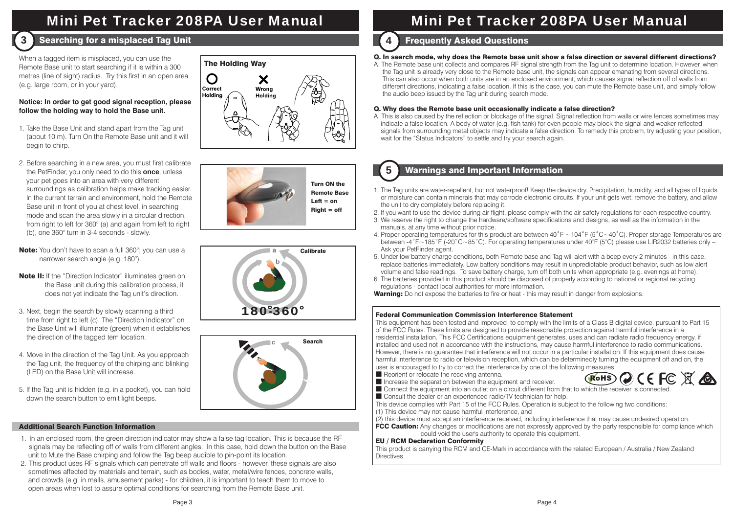# Mini Pet Tracker 208PA User Manual

## 3 Searching for a misplaced Tag Unit

When a tagged item is misplaced, you can use the Remote Base unit to start searching if it is within a 300 metres (line of sight) radius. Try this first in an open area (e.g. large room, or in your yard).

**Notice: In order to get good signal reception, please follow the holding way to hold the Base unit.**

The Holding Way

Correct Holding

Wrong Holding

1. Take the Base Unit and stand apart from the Tag unit (about 10 m). Turn On the Remote Base unit and it will begin to chirp.

2. Before searching in a new area, you must first calibrate the PetFinder, you only need to do this **once**, unless your pet goes into an area with very different surroundings as calibration helps make tracking easier. In the current terrain and environment, hold the Remote Base unit in front of you at chest level, in searching mode and scan the area slowly in a circular direction, from right to left for 360° (a) and again from left to right (b), one 360° turn in 3-4 seconds - slowly.

Turn ON the Remote Base
Left = on
Right = off

**Note:** You don't have to scan a full 360°; you can use a narrower search angle (e.g. 180°).

**Note II:** If the "Direction Indicator" illuminates green on the Base unit during this calibration process, it does not yet indicate the Tag unit's direction.

Calibrate
a
b
180°-360°

3. Next, begin the search by slowly scanning a third time from right to left (c). The "Direction Indicator" on the Base Unit will illuminate (green) when it establishes the direction of the tagged tem location.

4. Move in the direction of the Tag Unit. As you approach the Tag unit, the frequency of the chirping and blinking (LED) on the Base Unit will increase.

5. If the Tag unit is hidden (e.g. in a pocket), you can hold down the search button to emit light beeps.

Search
c

### Additional Search Function Information

1. In an enclosed room, the green direction indicator may show a false tag location. This is because the RF signals may be reflecting off of walls from different angles. In this case, hold down the button on the Base unit to Mute the Base chirping and follow the Tag beep audible to pin-point its location.
2. This product uses RF signals which can penetrate off walls and floors - however, these signals are also sometimes affected by materials and terrain, such as bodies, water, metal/wire fences, concrete walls, and crowds (e.g. in malls, amusement parks) - for children, it is important to teach them to move to open areas when lost to assure optimal conditions for searching from the Remote Base unit.

# Mini Pet Tracker 208PA User Manual

## 4 Frequently Asked Questions

**Q. In search mode, why does the Remote base unit show a false direction or several different directions?**

A. The Remote base unit collects and compares RF signal strength from the Tag unit to determine location. However, when the Tag unit is already very close to the Remote base unit, the signals can appear emanating from several directions. This can also occur when both units are in an enclosed environment, which causes signal reflection off of walls from different directions, indicating a false location. If this is the case, you can mute the Remote base unit, and simply follow the audio beep issued by the Tag unit during search mode.

**Q. Why does the Remote base unit occasionally indicate a false direction?**

A. This is also caused by the reflection or blockage of the signal. Signal reflection from walls or wire fences sometimes may indicate a false location. A body of water (e.g. fish tank) for even people may block the signal and weaker reflected signals from surrounding metal objects may indicate a false direction. To remedy this problem, try adjusting your position, wait for the "Status Indicators" to settle and try your search again.

## 5 Warnings and Important Information

1. The Tag units are water-repellent, but not waterproof! Keep the device dry. Precipitation, humidity, and all types of liquids or moisture can contain minerals that may corrode electronic circuits. If your unit gets wet, remove the battery, and allow the unit to dry completely before replacing it.
2. If you want to use the device during air flight, please comply with the air safety regulations for each respective country.
3. We reserve the right to change the hardware/software specifications and designs, as well as the information in the manuals, at any time without prior notice.
4. Proper operating temperatures for this product are between 40˚F ~104˚F (5˚C~40˚C). Proper storage Temperatures are between -4˚F~185˚F (-20˚C~85˚C). For operating temperatures under 40°F (5°C) please use LIR2032 batteries only – Ask your PetFinder agent.
5. Under low battery charge conditions, both Remote base and Tag will alert with a beep every 2 minutes - in this case, replace batteries immediately. Low battery conditions may result in unpredictable product behavior, such as low alert volume and false readings. To save battery charge, turn off both units when appropriate (e.g. evenings at home).
6. The batteries provided in this product should be disposed of properly according to national or regional recycling regulations - contact local authorities for more information.

**Warning:** Do not expose the batteries to fire or heat - this may result in danger from explosions.

### Federal Communication Commission Interference Statement

This equipment has been tested and improved to comply with the limits of a Class B digital device, pursuant to Part 15 of the FCC Rules. These limits are designed to provide reasonable protection against harmful interference in a residential installation. This FCC Certifications equipment generates, uses and can radiate radio frequency energy, if installed and used not in accordance with the instructions, may cause harmful interference to radio communications. However, there is no guarantee that interference will not occur in a particular installation. If this equipment does cause harmful interference to radio or television reception, which can be determinedly turning the equipment off and on, the user is encouraged to try to correct the interference by one of the following measures:

- Reorient or relocate the receiving antenna.
- Increase the separation between the equipment and receiver.
- Connect the equipment into an outlet on a circuit different from that to which the receiver is connected.
- Consult the dealer or an experienced radio/TV technician for help.

RoHS

This device complies with Part 15 of the FCC Rules. Operation is subject to the following two conditions:
(1) This device may not cause harmful interference, and
(2) this device must accept an interference received, including interference that may cause undesired operation.

**FCC Caution:** Any changes or modifications are not expressly approved by the party responsible for compliance which could void the user's authority to operate this equipment.

**EU / RCM Declaration Conformity**

This product is carrying the RCM and CE-Mark in accordance with the related European / Australia / New Zealand Directives.